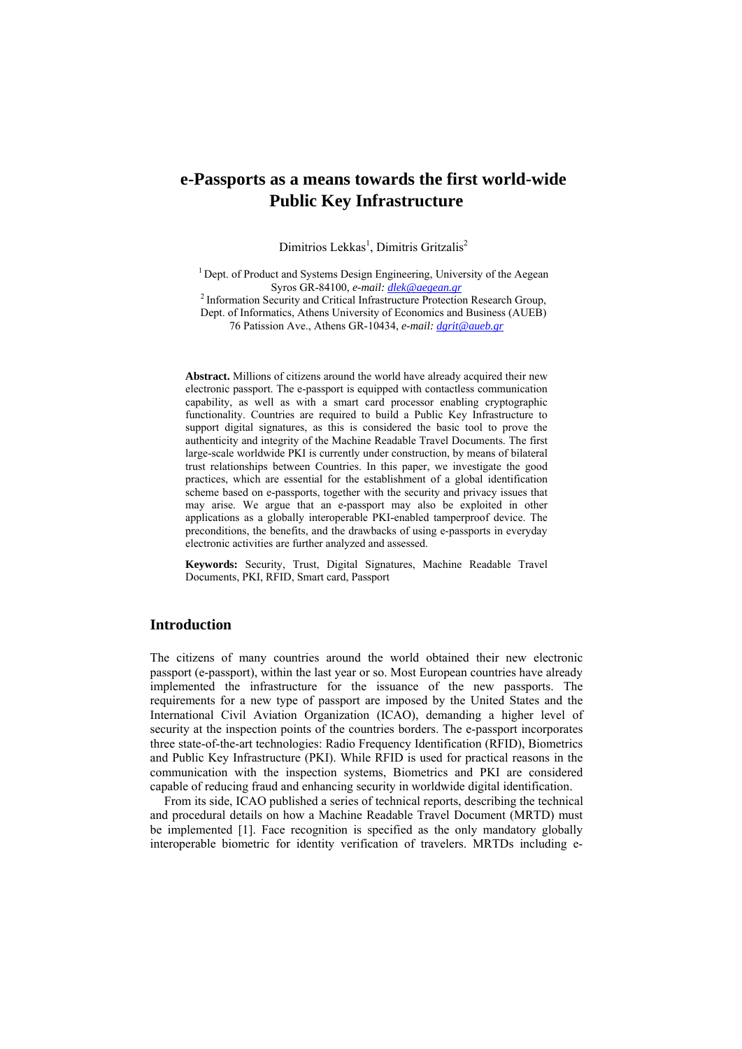# e-Passports as a means towards the first world-wide Public Key Infrastructure

Dimitrios Lekkas[1], Dimitris Gritzalis[2]

[1] Dept. of Product and Systems Design Engineering, University of the Aegean Syros GR-84100, *e-mail: dlek@aegean.gr*

[2] Information Security and Critical Infrastructure Protection Research Group, Dept. of Informatics, Athens University of Economics and Business (AUEB) 76 Patission Ave., Athens GR-10434, *e-mail: dgrit@aueb.gr*

**Abstract.** Millions of citizens around the world have already acquired their new electronic passport. The e-passport is equipped with contactless communication capability, as well as with a smart card processor enabling cryptographic functionality. Countries are required to build a Public Key Infrastructure to support digital signatures, as this is considered the basic tool to prove the authenticity and integrity of the Machine Readable Travel Documents. The first large-scale worldwide PKI is currently under construction, by means of bilateral trust relationships between Countries. In this paper, we investigate the good practices, which are essential for the establishment of a global identification scheme based on e-passports, together with the security and privacy issues that may arise. We argue that an e-passport may also be exploited in other applications as a globally interoperable PKI-enabled tamperproof device. The preconditions, the benefits, and the drawbacks of using e-passports in everyday electronic activities are further analyzed and assessed.

**Keywords:** Security, Trust, Digital Signatures, Machine Readable Travel Documents, PKI, RFID, Smart card, Passport

## Introduction

The citizens of many countries around the world obtained their new electronic passport (e-passport), within the last year or so. Most European countries have already implemented the infrastructure for the issuance of the new passports. The requirements for a new type of passport are imposed by the United States and the International Civil Aviation Organization (ICAO), demanding a higher level of security at the inspection points of the countries borders. The e-passport incorporates three state-of-the-art technologies: Radio Frequency Identification (RFID), Biometrics and Public Key Infrastructure (PKI). While RFID is used for practical reasons in the communication with the inspection systems, Biometrics and PKI are considered capable of reducing fraud and enhancing security in worldwide digital identification.

From its side, ICAO published a series of technical reports, describing the technical and procedural details on how a Machine Readable Travel Document (MRTD) must be implemented [1]. Face recognition is specified as the only mandatory globally interoperable biometric for identity verification of travelers. MRTDs including e-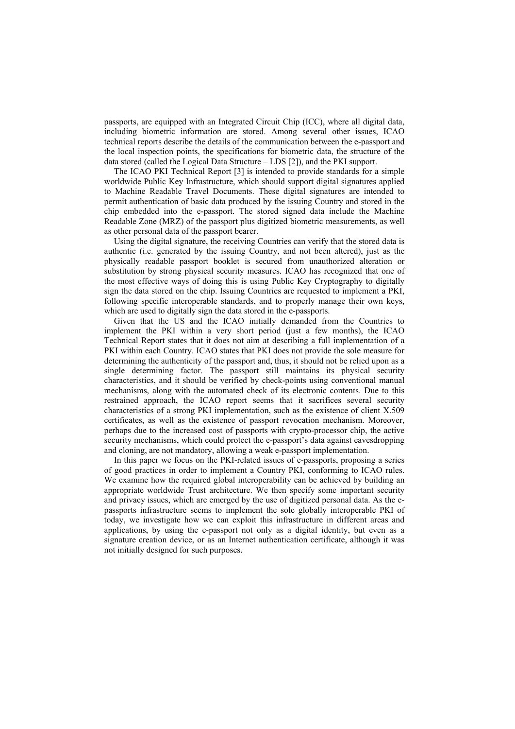passports, are equipped with an Integrated Circuit Chip (ICC), where all digital data, including biometric information are stored. Among several other issues, ICAO technical reports describe the details of the communication between the e-passport and the local inspection points, the specifications for biometric data, the structure of the data stored (called the Logical Data Structure – LDS [2]), and the PKI support.

The ICAO PKI Technical Report [3] is intended to provide standards for a simple worldwide Public Key Infrastructure, which should support digital signatures applied to Machine Readable Travel Documents. These digital signatures are intended to permit authentication of basic data produced by the issuing Country and stored in the chip embedded into the e-passport. The stored signed data include the Machine Readable Zone (MRZ) of the passport plus digitized biometric measurements, as well as other personal data of the passport bearer.

Using the digital signature, the receiving Countries can verify that the stored data is authentic (i.e. generated by the issuing Country, and not been altered), just as the physically readable passport booklet is secured from unauthorized alteration or substitution by strong physical security measures. ICAO has recognized that one of the most effective ways of doing this is using Public Key Cryptography to digitally sign the data stored on the chip. Issuing Countries are requested to implement a PKI, following specific interoperable standards, and to properly manage their own keys, which are used to digitally sign the data stored in the e-passports.

Given that the US and the ICAO initially demanded from the Countries to implement the PKI within a very short period (just a few months), the ICAO Technical Report states that it does not aim at describing a full implementation of a PKI within each Country. ICAO states that PKI does not provide the sole measure for determining the authenticity of the passport and, thus, it should not be relied upon as a single determining factor. The passport still maintains its physical security characteristics, and it should be verified by check-points using conventional manual mechanisms, along with the automated check of its electronic contents. Due to this restrained approach, the ICAO report seems that it sacrifices several security characteristics of a strong PKI implementation, such as the existence of client X.509 certificates, as well as the existence of passport revocation mechanism. Moreover, perhaps due to the increased cost of passports with crypto-processor chip, the active security mechanisms, which could protect the e-passport's data against eavesdropping and cloning, are not mandatory, allowing a weak e-passport implementation.

In this paper we focus on the PKI-related issues of e-passports, proposing a series of good practices in order to implement a Country PKI, conforming to ICAO rules. We examine how the required global interoperability can be achieved by building an appropriate worldwide Trust architecture. We then specify some important security and privacy issues, which are emerged by the use of digitized personal data. As the e-passports infrastructure seems to implement the sole globally interoperable PKI of today, we investigate how we can exploit this infrastructure in different areas and applications, by using the e-passport not only as a digital identity, but even as a signature creation device, or as an Internet authentication certificate, although it was not initially designed for such purposes.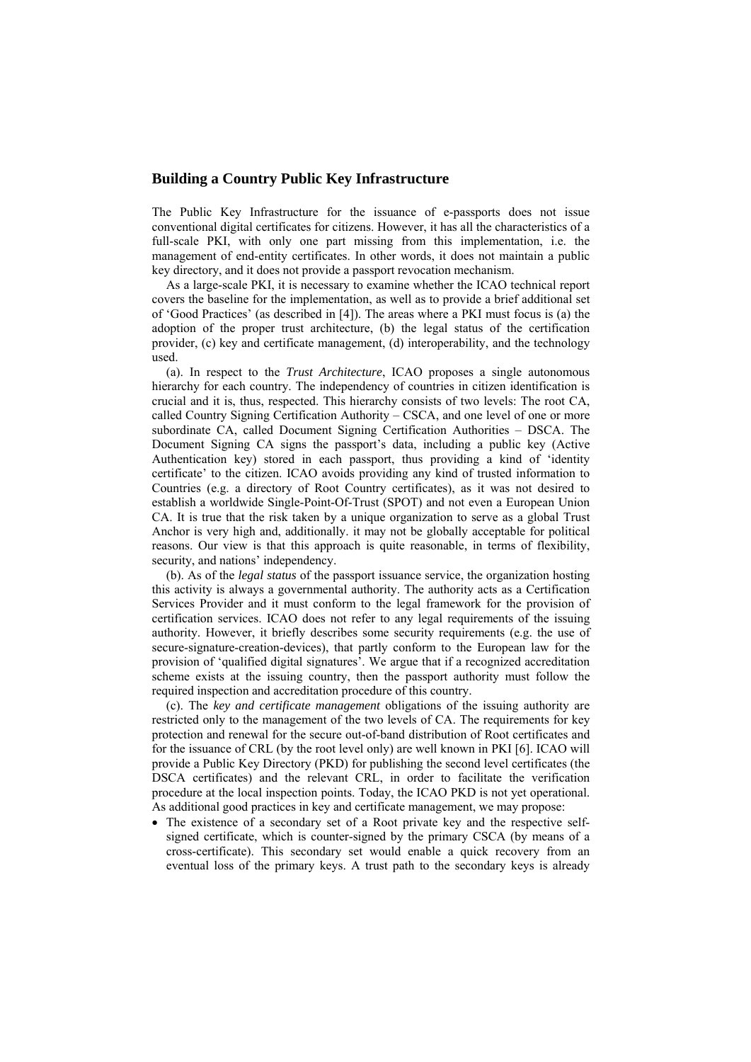## Building a Country Public Key Infrastructure

The Public Key Infrastructure for the issuance of e-passports does not issue conventional digital certificates for citizens. However, it has all the characteristics of a full-scale PKI, with only one part missing from this implementation, i.e. the management of end-entity certificates. In other words, it does not maintain a public key directory, and it does not provide a passport revocation mechanism.

As a large-scale PKI, it is necessary to examine whether the ICAO technical report covers the baseline for the implementation, as well as to provide a brief additional set of 'Good Practices' (as described in [4]). The areas where a PKI must focus is (a) the adoption of the proper trust architecture, (b) the legal status of the certification provider, (c) key and certificate management, (d) interoperability, and the technology used.

(a). In respect to the *Trust Architecture*, ICAO proposes a single autonomous hierarchy for each country. The independency of countries in citizen identification is crucial and it is, thus, respected. This hierarchy consists of two levels: The root CA, called Country Signing Certification Authority – CSCA, and one level of one or more subordinate CA, called Document Signing Certification Authorities – DSCA. The Document Signing CA signs the passport's data, including a public key (Active Authentication key) stored in each passport, thus providing a kind of 'identity certificate' to the citizen. ICAO avoids providing any kind of trusted information to Countries (e.g. a directory of Root Country certificates), as it was not desired to establish a worldwide Single-Point-Of-Trust (SPOT) and not even a European Union CA. It is true that the risk taken by a unique organization to serve as a global Trust Anchor is very high and, additionally. it may not be globally acceptable for political reasons. Our view is that this approach is quite reasonable, in terms of flexibility, security, and nations' independency.

(b). As of the *legal status* of the passport issuance service, the organization hosting this activity is always a governmental authority. The authority acts as a Certification Services Provider and it must conform to the legal framework for the provision of certification services. ICAO does not refer to any legal requirements of the issuing authority. However, it briefly describes some security requirements (e.g. the use of secure-signature-creation-devices), that partly conform to the European law for the provision of 'qualified digital signatures'. We argue that if a recognized accreditation scheme exists at the issuing country, then the passport authority must follow the required inspection and accreditation procedure of this country.

(c). The *key and certificate management* obligations of the issuing authority are restricted only to the management of the two levels of CA. The requirements for key protection and renewal for the secure out-of-band distribution of Root certificates and for the issuance of CRL (by the root level only) are well known in PKI [6]. ICAO will provide a Public Key Directory (PKD) for publishing the second level certificates (the DSCA certificates) and the relevant CRL, in order to facilitate the verification procedure at the local inspection points. Today, the ICAO PKD is not yet operational. As additional good practices in key and certificate management, we may propose:

- The existence of a secondary set of a Root private key and the respective self-signed certificate, which is counter-signed by the primary CSCA (by means of a cross-certificate). This secondary set would enable a quick recovery from an eventual loss of the primary keys. A trust path to the secondary keys is already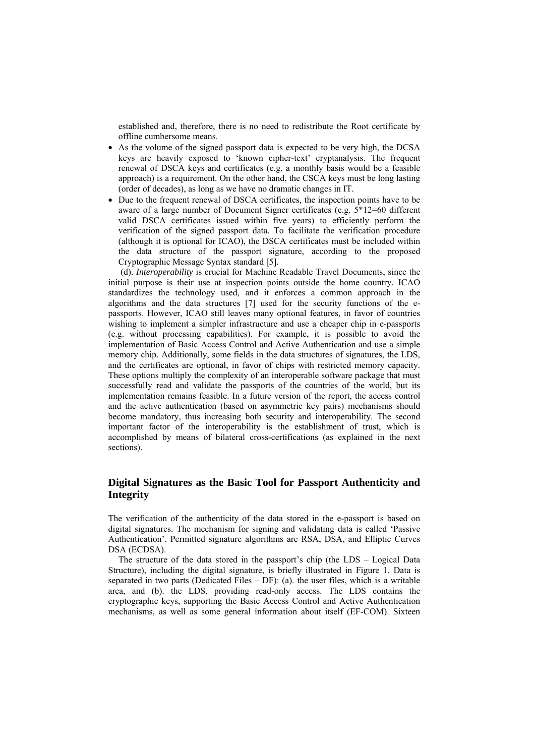established and, therefore, there is no need to redistribute the Root certificate by offline cumbersome means.

- As the volume of the signed passport data is expected to be very high, the DCSA keys are heavily exposed to 'known cipher-text' cryptanalysis. The frequent renewal of DSCA keys and certificates (e.g. a monthly basis would be a feasible approach) is a requirement. On the other hand, the CSCA keys must be long lasting (order of decades), as long as we have no dramatic changes in IT.
- Due to the frequent renewal of DSCA certificates, the inspection points have to be aware of a large number of Document Signer certificates (e.g. 5*12=60 different valid DSCA certificates issued within five years) to efficiently perform the verification of the signed passport data. To facilitate the verification procedure (although it is optional for ICAO), the DSCA certificates must be included within the data structure of the passport signature, according to the proposed Cryptographic Message Syntax standard [5].

(d). *Interoperability* is crucial for Machine Readable Travel Documents, since the initial purpose is their use at inspection points outside the home country. ICAO standardizes the technology used, and it enforces a common approach in the algorithms and the data structures [7] used for the security functions of the e-passports. However, ICAO still leaves many optional features, in favor of countries wishing to implement a simpler infrastructure and use a cheaper chip in e-passports (e.g. without processing capabilities). For example, it is possible to avoid the implementation of Basic Access Control and Active Authentication and use a simple memory chip. Additionally, some fields in the data structures of signatures, the LDS, and the certificates are optional, in favor of chips with restricted memory capacity. These options multiply the complexity of an interoperable software package that must successfully read and validate the passports of the countries of the world, but its implementation remains feasible. In a future version of the report, the access control and the active authentication (based on asymmetric key pairs) mechanisms should become mandatory, thus increasing both security and interoperability. The second important factor of the interoperability is the establishment of trust, which is accomplished by means of bilateral cross-certifications (as explained in the next sections).

## Digital Signatures as the Basic Tool for Passport Authenticity and Integrity

The verification of the authenticity of the data stored in the e-passport is based on digital signatures. The mechanism for signing and validating data is called 'Passive Authentication'. Permitted signature algorithms are RSA, DSA, and Elliptic Curves DSA (ECDSA).

The structure of the data stored in the passport's chip (the LDS – Logical Data Structure), including the digital signature, is briefly illustrated in Figure 1. Data is separated in two parts (Dedicated Files – DF): (a). the user files, which is a writable area, and (b). the LDS, providing read-only access. The LDS contains the cryptographic keys, supporting the Basic Access Control and Active Authentication mechanisms, as well as some general information about itself (EF-COM). Sixteen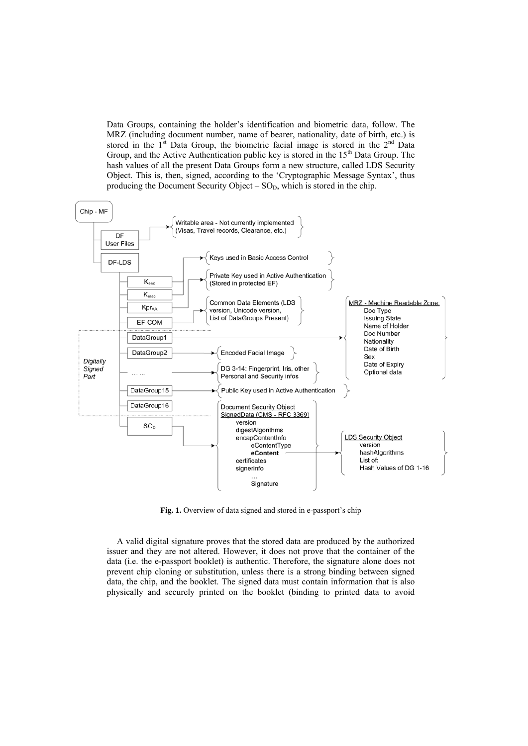Data Groups, containing the holder's identification and biometric data, follow. The MRZ (including document number, name of bearer, nationality, date of birth, etc.) is stored in the 1st Data Group, the biometric facial image is stored in the 2nd Data Group, and the Active Authentication public key is stored in the 15th Data Group. The hash values of all the present Data Groups form a new structure, called LDS Security Object. This is, then, signed, according to the 'Cryptographic Message Syntax', thus producing the Document Security Object – $SO_D$, which is stored in the chip.

**Fig. 1.** Overview of data signed and stored in e-passport's chip

A valid digital signature proves that the stored data are produced by the authorized issuer and they are not altered. However, it does not prove that the container of the data (i.e. the e-passport booklet) is authentic. Therefore, the signature alone does not prevent chip cloning or substitution, unless there is a strong binding between signed data, the chip, and the booklet. The signed data must contain information that is also physically and securely printed on the booklet (binding to printed data to avoid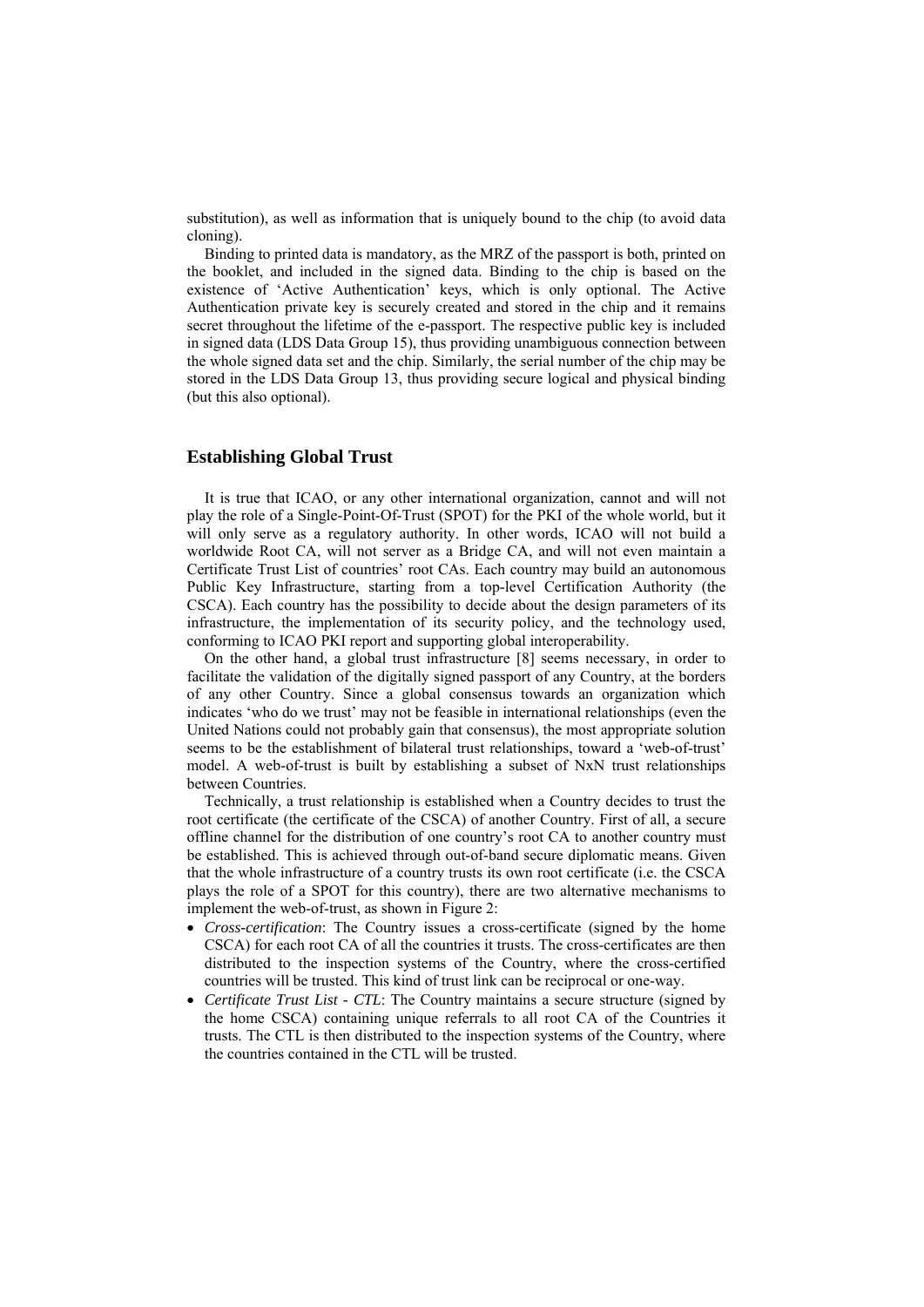substitution), as well as information that is uniquely bound to the chip (to avoid data cloning).

Binding to printed data is mandatory, as the MRZ of the passport is both, printed on the booklet, and included in the signed data. Binding to the chip is based on the existence of 'Active Authentication' keys, which is only optional. The Active Authentication private key is securely created and stored in the chip and it remains secret throughout the lifetime of the e-passport. The respective public key is included in signed data (LDS Data Group 15), thus providing unambiguous connection between the whole signed data set and the chip. Similarly, the serial number of the chip may be stored in the LDS Data Group 13, thus providing secure logical and physical binding (but this also optional).

## Establishing Global Trust

It is true that ICAO, or any other international organization, cannot and will not play the role of a Single-Point-Of-Trust (SPOT) for the PKI of the whole world, but it will only serve as a regulatory authority. In other words, ICAO will not build a worldwide Root CA, will not server as a Bridge CA, and will not even maintain a Certificate Trust List of countries' root CAs. Each country may build an autonomous Public Key Infrastructure, starting from a top-level Certification Authority (the CSCA). Each country has the possibility to decide about the design parameters of its infrastructure, the implementation of its security policy, and the technology used, conforming to ICAO PKI report and supporting global interoperability.

On the other hand, a global trust infrastructure [8] seems necessary, in order to facilitate the validation of the digitally signed passport of any Country, at the borders of any other Country. Since a global consensus towards an organization which indicates 'who do we trust' may not be feasible in international relationships (even the United Nations could not probably gain that consensus), the most appropriate solution seems to be the establishment of bilateral trust relationships, toward a 'web-of-trust' model. A web-of-trust is built by establishing a subset of NxN trust relationships between Countries.

Technically, a trust relationship is established when a Country decides to trust the root certificate (the certificate of the CSCA) of another Country. First of all, a secure offline channel for the distribution of one country's root CA to another country must be established. This is achieved through out-of-band secure diplomatic means. Given that the whole infrastructure of a country trusts its own root certificate (i.e. the CSCA plays the role of a SPOT for this country), there are two alternative mechanisms to implement the web-of-trust, as shown in Figure 2:

- *Cross-certification*: The Country issues a cross-certificate (signed by the home CSCA) for each root CA of all the countries it trusts. The cross-certificates are then distributed to the inspection systems of the Country, where the cross-certified countries will be trusted. This kind of trust link can be reciprocal or one-way.
- *Certificate Trust List - CTL*: The Country maintains a secure structure (signed by the home CSCA) containing unique referrals to all root CA of the Countries it trusts. The CTL is then distributed to the inspection systems of the Country, where the countries contained in the CTL will be trusted.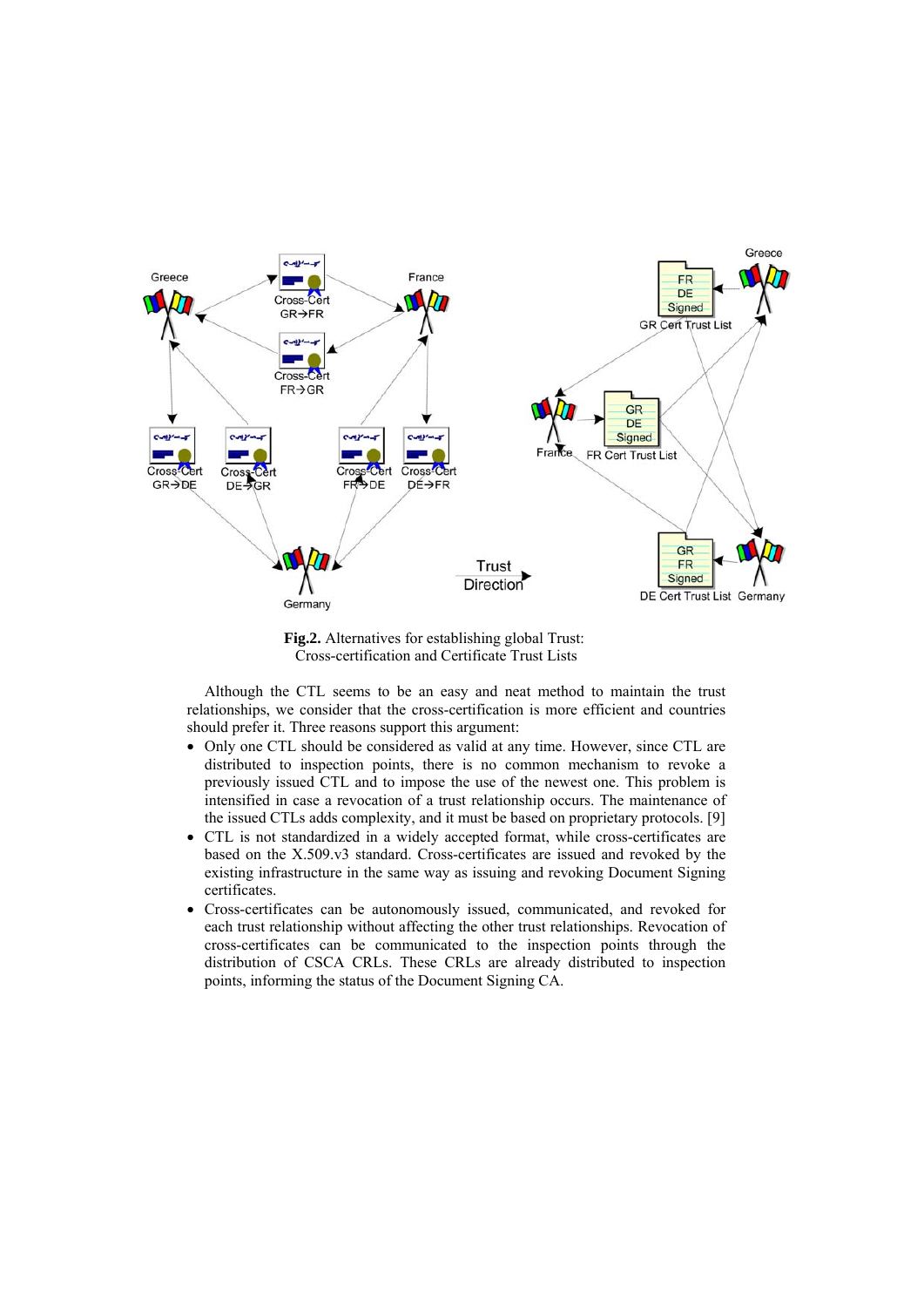**Fig.2.** Alternatives for establishing global Trust: Cross-certification and Certificate Trust Lists

Although the CTL seems to be an easy and neat method to maintain the trust relationships, we consider that the cross-certification is more efficient and countries should prefer it. Three reasons support this argument:

- Only one CTL should be considered as valid at any time. However, since CTL are distributed to inspection points, there is no common mechanism to revoke a previously issued CTL and to impose the use of the newest one. This problem is intensified in case a revocation of a trust relationship occurs. The maintenance of the issued CTLs adds complexity, and it must be based on proprietary protocols. [9]
- CTL is not standardized in a widely accepted format, while cross-certificates are based on the X.509.v3 standard. Cross-certificates are issued and revoked by the existing infrastructure in the same way as issuing and revoking Document Signing certificates.
- Cross-certificates can be autonomously issued, communicated, and revoked for each trust relationship without affecting the other trust relationships. Revocation of cross-certificates can be communicated to the inspection points through the distribution of CSCA CRLs. These CRLs are already distributed to inspection points, informing the status of the Document Signing CA.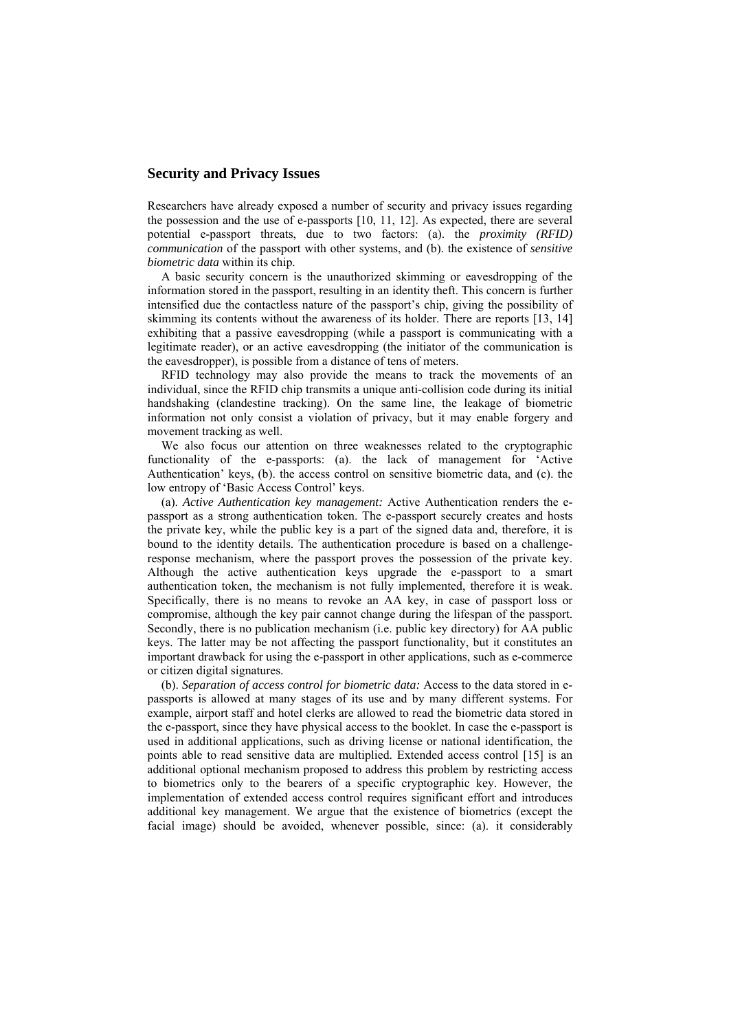## Security and Privacy Issues

Researchers have already exposed a number of security and privacy issues regarding the possession and the use of e-passports [10, 11, 12]. As expected, there are several potential e-passport threats, due to two factors: (a). the *proximity (RFID) communication* of the passport with other systems, and (b). the existence of *sensitive biometric data* within its chip.

A basic security concern is the unauthorized skimming or eavesdropping of the information stored in the passport, resulting in an identity theft. This concern is further intensified due the contactless nature of the passport's chip, giving the possibility of skimming its contents without the awareness of its holder. There are reports [13, 14] exhibiting that a passive eavesdropping (while a passport is communicating with a legitimate reader), or an active eavesdropping (the initiator of the communication is the eavesdropper), is possible from a distance of tens of meters.

RFID technology may also provide the means to track the movements of an individual, since the RFID chip transmits a unique anti-collision code during its initial handshaking (clandestine tracking). On the same line, the leakage of biometric information not only consist a violation of privacy, but it may enable forgery and movement tracking as well.

We also focus our attention on three weaknesses related to the cryptographic functionality of the e-passports: (a). the lack of management for 'Active Authentication' keys, (b). the access control on sensitive biometric data, and (c). the low entropy of 'Basic Access Control' keys.

(a). *Active Authentication key management:* Active Authentication renders the e-passport as a strong authentication token. The e-passport securely creates and hosts the private key, while the public key is a part of the signed data and, therefore, it is bound to the identity details. The authentication procedure is based on a challenge-response mechanism, where the passport proves the possession of the private key. Although the active authentication keys upgrade the e-passport to a smart authentication token, the mechanism is not fully implemented, therefore it is weak. Specifically, there is no means to revoke an AA key, in case of passport loss or compromise, although the key pair cannot change during the lifespan of the passport. Secondly, there is no publication mechanism (i.e. public key directory) for AA public keys. The latter may be not affecting the passport functionality, but it constitutes an important drawback for using the e-passport in other applications, such as e-commerce or citizen digital signatures.

(b). *Separation of access control for biometric data:* Access to the data stored in e-passports is allowed at many stages of its use and by many different systems. For example, airport staff and hotel clerks are allowed to read the biometric data stored in the e-passport, since they have physical access to the booklet. In case the e-passport is used in additional applications, such as driving license or national identification, the points able to read sensitive data are multiplied. Extended access control [15] is an additional optional mechanism proposed to address this problem by restricting access to biometrics only to the bearers of a specific cryptographic key. However, the implementation of extended access control requires significant effort and introduces additional key management. We argue that the existence of biometrics (except the facial image) should be avoided, whenever possible, since: (a). it considerably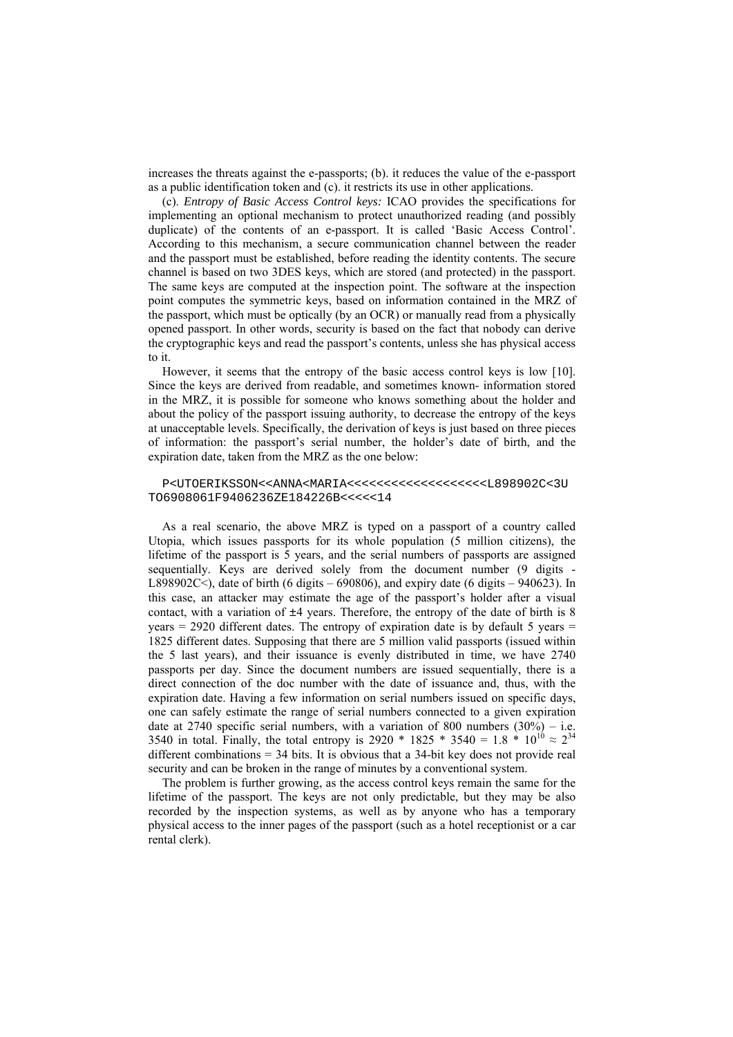increases the threats against the e-passports; (b). it reduces the value of the e-passport as a public identification token and (c). it restricts its use in other applications.

(c). *Entropy of Basic Access Control keys:* ICAO provides the specifications for implementing an optional mechanism to protect unauthorized reading (and possibly duplicate) of the contents of an e-passport. It is called 'Basic Access Control'. According to this mechanism, a secure communication channel between the reader and the passport must be established, before reading the identity contents. The secure channel is based on two 3DES keys, which are stored (and protected) in the passport. The same keys are computed at the inspection point. The software at the inspection point computes the symmetric keys, based on information contained in the MRZ of the passport, which must be optically (by an OCR) or manually read from a physically opened passport. In other words, security is based on the fact that nobody can derive the cryptographic keys and read the passport's contents, unless she has physical access to it.

However, it seems that the entropy of the basic access control keys is low [10]. Since the keys are derived from readable, and sometimes known- information stored in the MRZ, it is possible for someone who knows something about the holder and about the policy of the passport issuing authority, to decrease the entropy of the keys at unacceptable levels. Specifically, the derivation of keys is just based on three pieces of information: the passport's serial number, the holder's date of birth, and the expiration date, taken from the MRZ as the one below:

```
P<UTOERIKSSON<<ANNA<MARIA<<<<<<<<<<<<<<<<<<<L898902C<3U
TO6908061F9406236ZE184226B<<<<<14
```

As a real scenario, the above MRZ is typed on a passport of a country called Utopia, which issues passports for its whole population (5 million citizens), the lifetime of the passport is 5 years, and the serial numbers of passports are assigned sequentially. Keys are derived solely from the document number (9 digits - L898902C<), date of birth (6 digits – 690806), and expiry date (6 digits – 940623). In this case, an attacker may estimate the age of the passport's holder after a visual contact, with a variation of ±4 years. Therefore, the entropy of the date of birth is 8 years = 2920 different dates. The entropy of expiration date is by default 5 years = 1825 different dates. Supposing that there are 5 million valid passports (issued within the 5 last years), and their issuance is evenly distributed in time, we have 2740 passports per day. Since the document numbers are issued sequentially, there is a direct connection of the doc number with the date of issuance and, thus, with the expiration date. Having a few information on serial numbers issued on specific days, one can safely estimate the range of serial numbers connected to a given expiration date at 2740 specific serial numbers, with a variation of 800 numbers (30%) – i.e. 3540 in total. Finally, the total entropy is $2920 * 1825 * 3540 = 1.8 * 10^{10} \approx 2^{34}$ different combinations = 34 bits. It is obvious that a 34-bit key does not provide real security and can be broken in the range of minutes by a conventional system.

The problem is further growing, as the access control keys remain the same for the lifetime of the passport. The keys are not only predictable, but they may be also recorded by the inspection systems, as well as by anyone who has a temporary physical access to the inner pages of the passport (such as a hotel receptionist or a car rental clerk).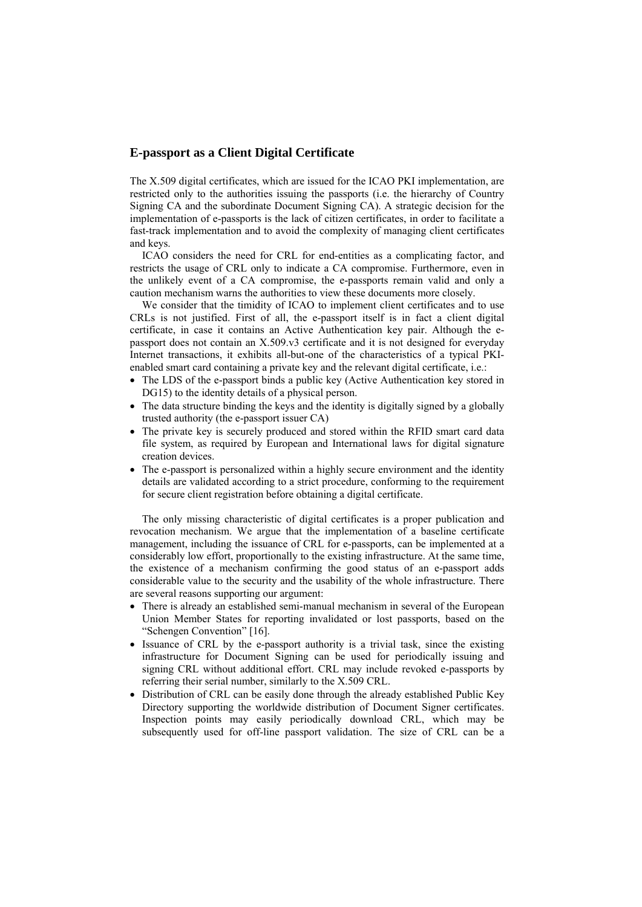## E-passport as a Client Digital Certificate

The X.509 digital certificates, which are issued for the ICAO PKI implementation, are restricted only to the authorities issuing the passports (i.e. the hierarchy of Country Signing CA and the subordinate Document Signing CA). A strategic decision for the implementation of e-passports is the lack of citizen certificates, in order to facilitate a fast-track implementation and to avoid the complexity of managing client certificates and keys.

ICAO considers the need for CRL for end-entities as a complicating factor, and restricts the usage of CRL only to indicate a CA compromise. Furthermore, even in the unlikely event of a CA compromise, the e-passports remain valid and only a caution mechanism warns the authorities to view these documents more closely.

We consider that the timidity of ICAO to implement client certificates and to use CRLs is not justified. First of all, the e-passport itself is in fact a client digital certificate, in case it contains an Active Authentication key pair. Although the e-passport does not contain an X.509.v3 certificate and it is not designed for everyday Internet transactions, it exhibits all-but-one of the characteristics of a typical PKI-enabled smart card containing a private key and the relevant digital certificate, i.e.:

- The LDS of the e-passport binds a public key (Active Authentication key stored in DG15) to the identity details of a physical person.
- The data structure binding the keys and the identity is digitally signed by a globally trusted authority (the e-passport issuer CA)
- The private key is securely produced and stored within the RFID smart card data file system, as required by European and International laws for digital signature creation devices.
- The e-passport is personalized within a highly secure environment and the identity details are validated according to a strict procedure, conforming to the requirement for secure client registration before obtaining a digital certificate.

The only missing characteristic of digital certificates is a proper publication and revocation mechanism. We argue that the implementation of a baseline certificate management, including the issuance of CRL for e-passports, can be implemented at a considerably low effort, proportionally to the existing infrastructure. At the same time, the existence of a mechanism confirming the good status of an e-passport adds considerable value to the security and the usability of the whole infrastructure. There are several reasons supporting our argument:

- There is already an established semi-manual mechanism in several of the European Union Member States for reporting invalidated or lost passports, based on the "Schengen Convention" [16].
- Issuance of CRL by the e-passport authority is a trivial task, since the existing infrastructure for Document Signing can be used for periodically issuing and signing CRL without additional effort. CRL may include revoked e-passports by referring their serial number, similarly to the X.509 CRL.
- Distribution of CRL can be easily done through the already established Public Key Directory supporting the worldwide distribution of Document Signer certificates. Inspection points may easily periodically download CRL, which may be subsequently used for off-line passport validation. The size of CRL can be a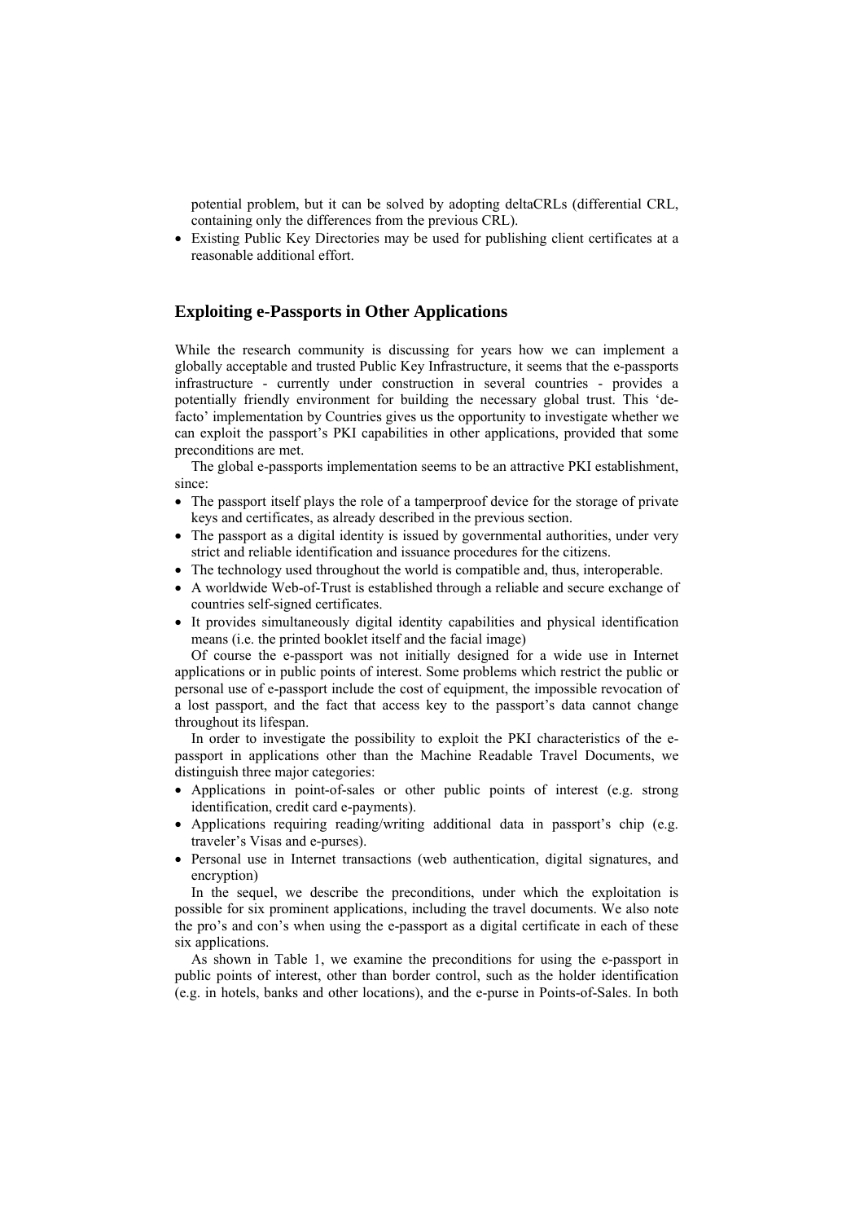potential problem, but it can be solved by adopting deltaCRLs (differential CRL, containing only the differences from the previous CRL).

- Existing Public Key Directories may be used for publishing client certificates at a reasonable additional effort.

## Exploiting e-Passports in Other Applications

While the research community is discussing for years how we can implement a globally acceptable and trusted Public Key Infrastructure, it seems that the e-passports infrastructure - currently under construction in several countries - provides a potentially friendly environment for building the necessary global trust. This 'de-facto' implementation by Countries gives us the opportunity to investigate whether we can exploit the passport's PKI capabilities in other applications, provided that some preconditions are met.

The global e-passports implementation seems to be an attractive PKI establishment, since:

- The passport itself plays the role of a tamperproof device for the storage of private keys and certificates, as already described in the previous section.
- The passport as a digital identity is issued by governmental authorities, under very strict and reliable identification and issuance procedures for the citizens.
- The technology used throughout the world is compatible and, thus, interoperable.
- A worldwide Web-of-Trust is established through a reliable and secure exchange of countries self-signed certificates.
- It provides simultaneously digital identity capabilities and physical identification means (i.e. the printed booklet itself and the facial image)

Of course the e-passport was not initially designed for a wide use in Internet applications or in public points of interest. Some problems which restrict the public or personal use of e-passport include the cost of equipment, the impossible revocation of a lost passport, and the fact that access key to the passport's data cannot change throughout its lifespan.

In order to investigate the possibility to exploit the PKI characteristics of the e-passport in applications other than the Machine Readable Travel Documents, we distinguish three major categories:

- Applications in point-of-sales or other public points of interest (e.g. strong identification, credit card e-payments).
- Applications requiring reading/writing additional data in passport's chip (e.g. traveler's Visas and e-purses).
- Personal use in Internet transactions (web authentication, digital signatures, and encryption)

In the sequel, we describe the preconditions, under which the exploitation is possible for six prominent applications, including the travel documents. We also note the pro's and con's when using the e-passport as a digital certificate in each of these six applications.

As shown in Table 1, we examine the preconditions for using the e-passport in public points of interest, other than border control, such as the holder identification (e.g. in hotels, banks and other locations), and the e-purse in Points-of-Sales. In both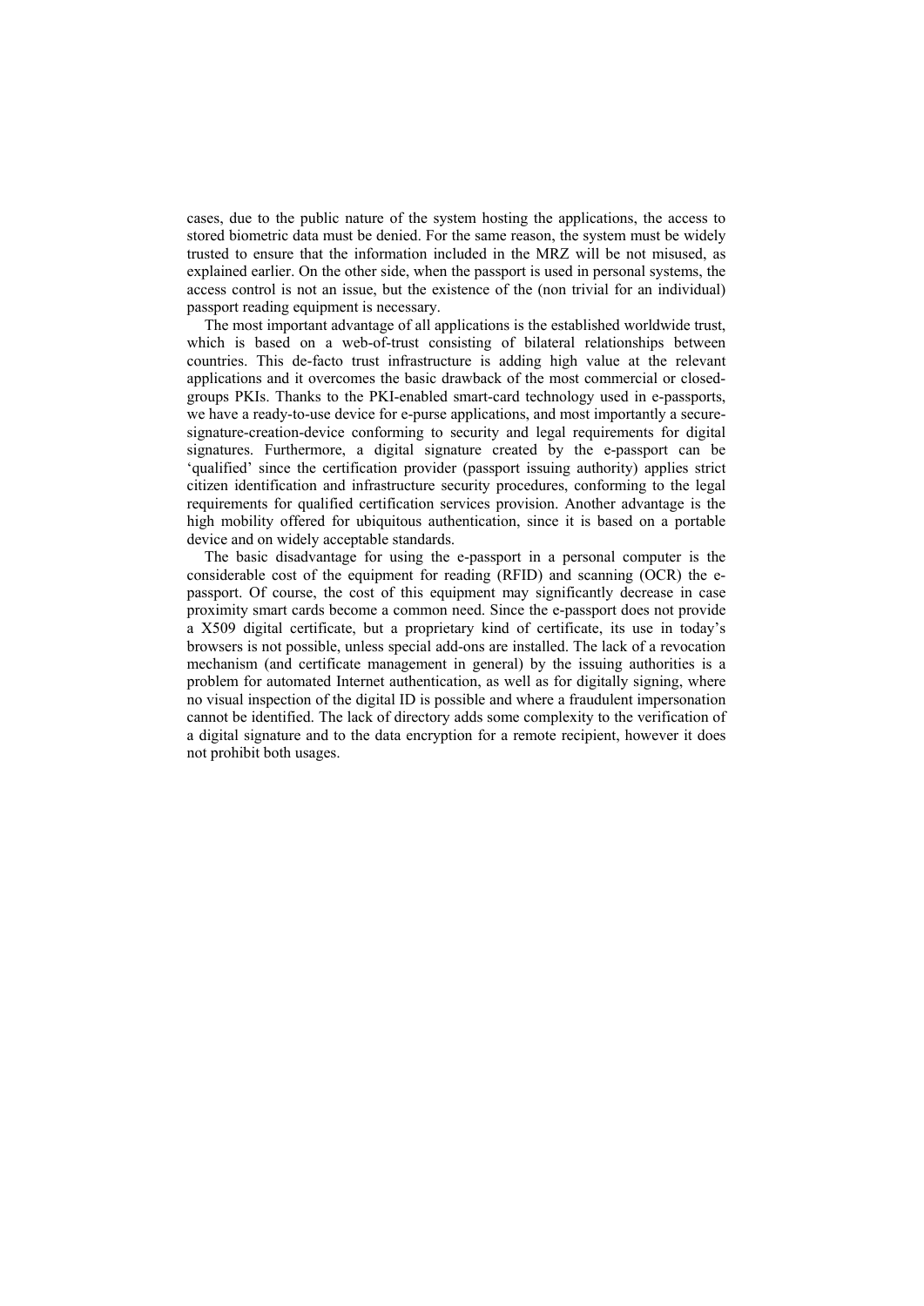cases, due to the public nature of the system hosting the applications, the access to stored biometric data must be denied. For the same reason, the system must be widely trusted to ensure that the information included in the MRZ will be not misused, as explained earlier. On the other side, when the passport is used in personal systems, the access control is not an issue, but the existence of the (non trivial for an individual) passport reading equipment is necessary.

The most important advantage of all applications is the established worldwide trust, which is based on a web-of-trust consisting of bilateral relationships between countries. This de-facto trust infrastructure is adding high value at the relevant applications and it overcomes the basic drawback of the most commercial or closed-groups PKIs. Thanks to the PKI-enabled smart-card technology used in e-passports, we have a ready-to-use device for e-purse applications, and most importantly a secure-signature-creation-device conforming to security and legal requirements for digital signatures. Furthermore, a digital signature created by the e-passport can be 'qualified' since the certification provider (passport issuing authority) applies strict citizen identification and infrastructure security procedures, conforming to the legal requirements for qualified certification services provision. Another advantage is the high mobility offered for ubiquitous authentication, since it is based on a portable device and on widely acceptable standards.

The basic disadvantage for using the e-passport in a personal computer is the considerable cost of the equipment for reading (RFID) and scanning (OCR) the e-passport. Of course, the cost of this equipment may significantly decrease in case proximity smart cards become a common need. Since the e-passport does not provide a X509 digital certificate, but a proprietary kind of certificate, its use in today's browsers is not possible, unless special add-ons are installed. The lack of a revocation mechanism (and certificate management in general) by the issuing authorities is a problem for automated Internet authentication, as well as for digitally signing, where no visual inspection of the digital ID is possible and where a fraudulent impersonation cannot be identified. The lack of directory adds some complexity to the verification of a digital signature and to the data encryption for a remote recipient, however it does not prohibit both usages.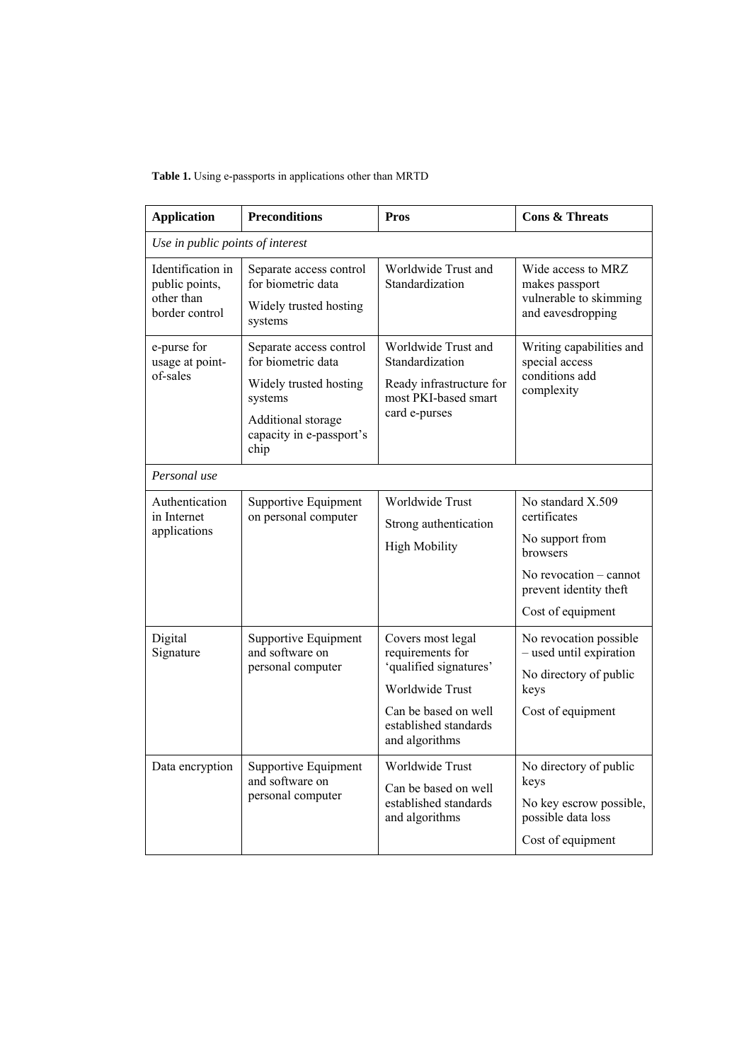**Table 1.** Using e-passports in applications other than MRTD

| Application | Preconditions | Pros | Cons & Threats |
|---|---|---|---|
| *Use in public points of interest* | | | |
| Identification in public points, other than border control | Separate access control for biometric data<br>Widely trusted hosting systems | Worldwide Trust and Standardization | Wide access to MRZ makes passport vulnerable to skimming and eavesdropping |
| e-purse for usage at point-of-sales | Separate access control for biometric data<br>Widely trusted hosting systems<br>Additional storage capacity in e-passport's chip | Worldwide Trust and Standardization<br>Ready infrastructure for most PKI-based smart card e-purses | Writing capabilities and special access conditions add complexity |
| *Personal use* | | | |
| Authentication in Internet applications | Supportive Equipment on personal computer | Worldwide Trust<br>Strong authentication<br>High Mobility | No standard X.509 certificates<br>No support from browsers<br>No revocation – cannot prevent identity theft<br>Cost of equipment |
| Digital Signature | Supportive Equipment and software on personal computer | Covers most legal requirements for 'qualified signatures'<br>Worldwide Trust<br>Can be based on well established standards and algorithms | No revocation possible – used until expiration<br>No directory of public keys<br>Cost of equipment |
| Data encryption | Supportive Equipment and software on personal computer | Worldwide Trust<br>Can be based on well established standards and algorithms | No directory of public keys<br>No key escrow possible, possible data loss<br>Cost of equipment |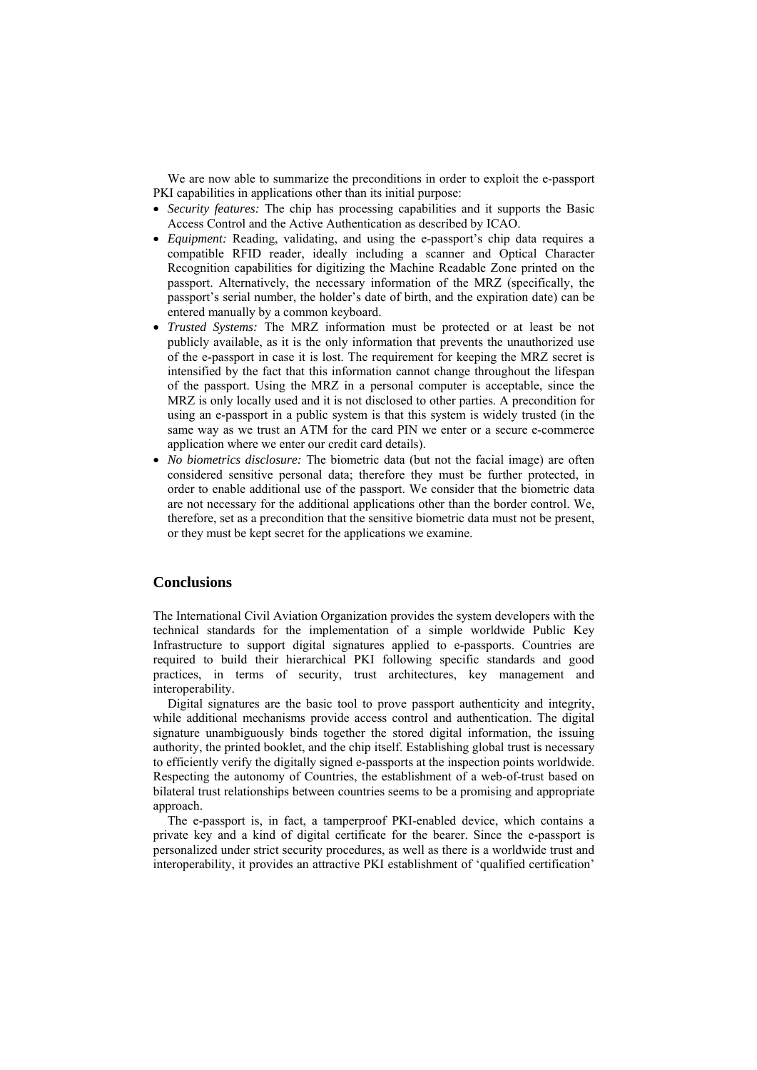We are now able to summarize the preconditions in order to exploit the e-passport PKI capabilities in applications other than its initial purpose:

- *Security features:* The chip has processing capabilities and it supports the Basic Access Control and the Active Authentication as described by ICAO.
- *Equipment:* Reading, validating, and using the e-passport's chip data requires a compatible RFID reader, ideally including a scanner and Optical Character Recognition capabilities for digitizing the Machine Readable Zone printed on the passport. Alternatively, the necessary information of the MRZ (specifically, the passport's serial number, the holder's date of birth, and the expiration date) can be entered manually by a common keyboard.
- *Trusted Systems:* The MRZ information must be protected or at least be not publicly available, as it is the only information that prevents the unauthorized use of the e-passport in case it is lost. The requirement for keeping the MRZ secret is intensified by the fact that this information cannot change throughout the lifespan of the passport. Using the MRZ in a personal computer is acceptable, since the MRZ is only locally used and it is not disclosed to other parties. A precondition for using an e-passport in a public system is that this system is widely trusted (in the same way as we trust an ATM for the card PIN we enter or a secure e-commerce application where we enter our credit card details).
- *No biometrics disclosure:* The biometric data (but not the facial image) are often considered sensitive personal data; therefore they must be further protected, in order to enable additional use of the passport. We consider that the biometric data are not necessary for the additional applications other than the border control. We, therefore, set as a precondition that the sensitive biometric data must not be present, or they must be kept secret for the applications we examine.

## Conclusions

The International Civil Aviation Organization provides the system developers with the technical standards for the implementation of a simple worldwide Public Key Infrastructure to support digital signatures applied to e-passports. Countries are required to build their hierarchical PKI following specific standards and good practices, in terms of security, trust architectures, key management and interoperability.

Digital signatures are the basic tool to prove passport authenticity and integrity, while additional mechanisms provide access control and authentication. The digital signature unambiguously binds together the stored digital information, the issuing authority, the printed booklet, and the chip itself. Establishing global trust is necessary to efficiently verify the digitally signed e-passports at the inspection points worldwide. Respecting the autonomy of Countries, the establishment of a web-of-trust based on bilateral trust relationships between countries seems to be a promising and appropriate approach.

The e-passport is, in fact, a tamperproof PKI-enabled device, which contains a private key and a kind of digital certificate for the bearer. Since the e-passport is personalized under strict security procedures, as well as there is a worldwide trust and interoperability, it provides an attractive PKI establishment of 'qualified certification'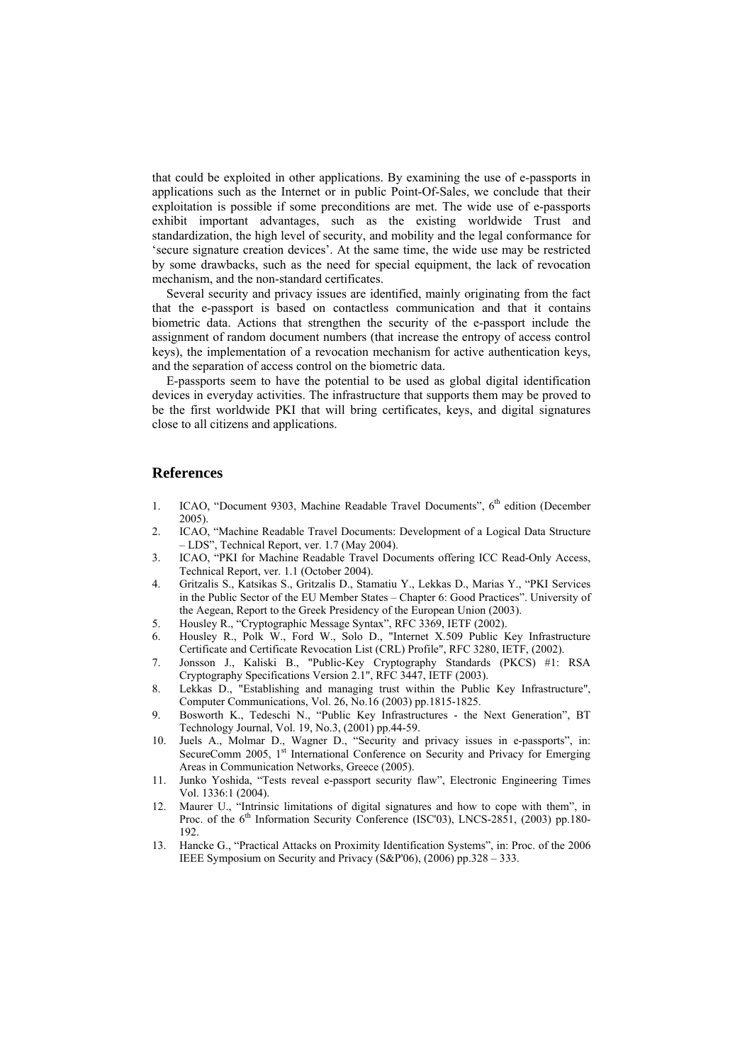that could be exploited in other applications. By examining the use of e-passports in applications such as the Internet or in public Point-Of-Sales, we conclude that their exploitation is possible if some preconditions are met. The wide use of e-passports exhibit important advantages, such as the existing worldwide Trust and standardization, the high level of security, and mobility and the legal conformance for 'secure signature creation devices'. At the same time, the wide use may be restricted by some drawbacks, such as the need for special equipment, the lack of revocation mechanism, and the non-standard certificates.

Several security and privacy issues are identified, mainly originating from the fact that the e-passport is based on contactless communication and that it contains biometric data. Actions that strengthen the security of the e-passport include the assignment of random document numbers (that increase the entropy of access control keys), the implementation of a revocation mechanism for active authentication keys, and the separation of access control on the biometric data.

E-passports seem to have the potential to be used as global digital identification devices in everyday activities. The infrastructure that supports them may be proved to be the first worldwide PKI that will bring certificates, keys, and digital signatures close to all citizens and applications.

## References

1. ICAO, "Document 9303, Machine Readable Travel Documents", 6th edition (December 2005).
2. ICAO, "Machine Readable Travel Documents: Development of a Logical Data Structure – LDS", Technical Report, ver. 1.7 (May 2004).
3. ICAO, "PKI for Machine Readable Travel Documents offering ICC Read-Only Access, Technical Report, ver. 1.1 (October 2004).
4. Gritzalis S., Katsikas S., Gritzalis D., Stamatiu Y., Lekkas D., Marias Y., "PKI Services in the Public Sector of the EU Member States – Chapter 6: Good Practices". University of the Aegean, Report to the Greek Presidency of the European Union (2003).
5. Housley R., "Cryptographic Message Syntax", RFC 3369, IETF (2002).
6. Housley R., Polk W., Ford W., Solo D., "Internet X.509 Public Key Infrastructure Certificate and Certificate Revocation List (CRL) Profile", RFC 3280, IETF, (2002).
7. Jonsson J., Kaliski B., "Public-Key Cryptography Standards (PKCS) #1: RSA Cryptography Specifications Version 2.1", RFC 3447, IETF (2003).
8. Lekkas D., "Establishing and managing trust within the Public Key Infrastructure", Computer Communications, Vol. 26, No.16 (2003) pp.1815-1825.
9. Bosworth K., Tedeschi N., "Public Key Infrastructures - the Next Generation", BT Technology Journal, Vol. 19, No.3, (2001) pp.44-59.
10. Juels A., Molmar D., Wagner D., "Security and privacy issues in e-passports", in: SecureComm 2005, 1st International Conference on Security and Privacy for Emerging Areas in Communication Networks, Greece (2005).
11. Junko Yoshida, "Tests reveal e-passport security flaw", Electronic Engineering Times Vol. 1336:1 (2004).
12. Maurer U., "Intrinsic limitations of digital signatures and how to cope with them", in Proc. of the 6th Information Security Conference (ISC'03), LNCS-2851, (2003) pp.180-192.
13. Hancke G., "Practical Attacks on Proximity Identification Systems", in: Proc. of the 2006 IEEE Symposium on Security and Privacy (S&P'06), (2006) pp.328 – 333.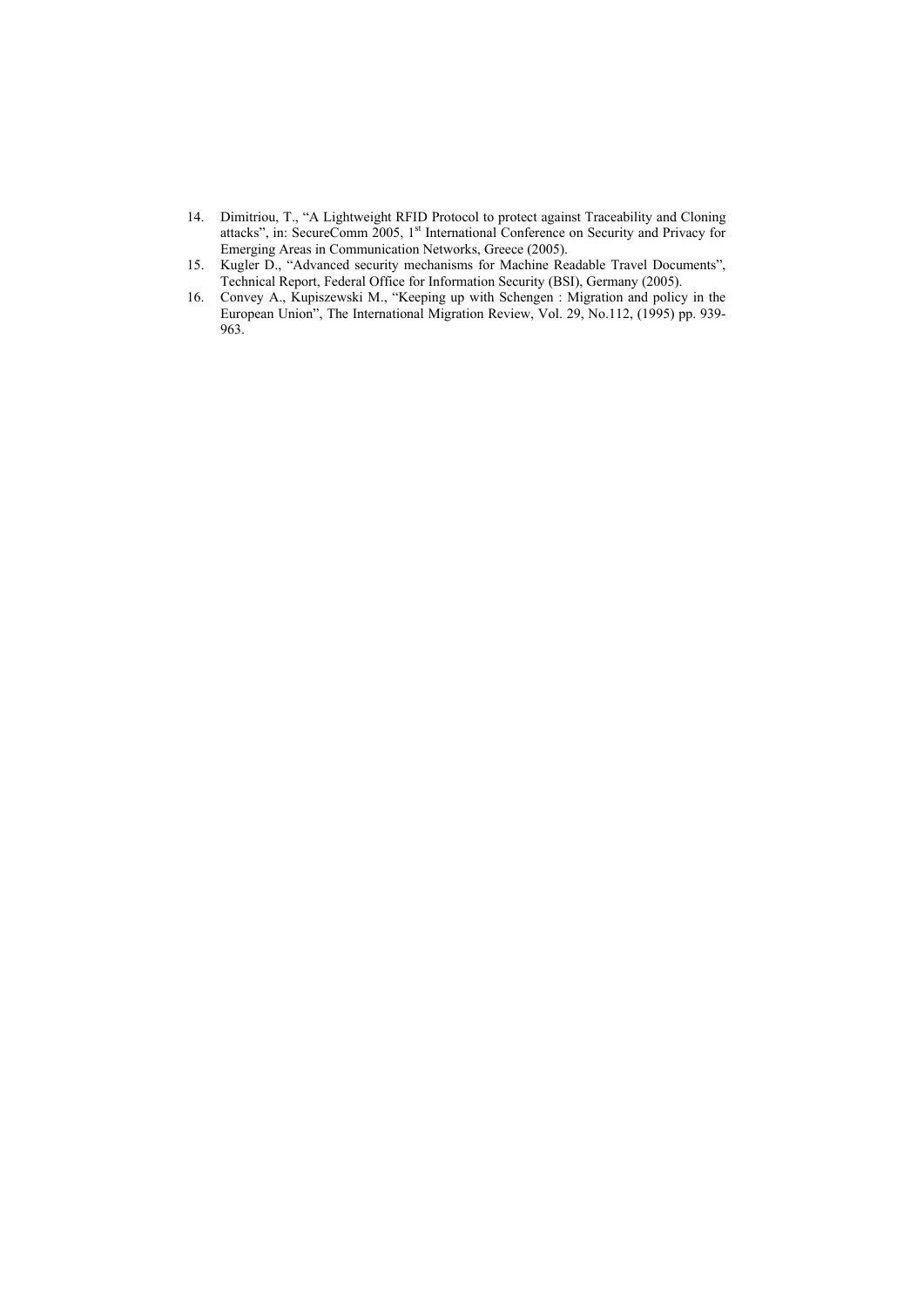14. Dimitriou, T., "A Lightweight RFID Protocol to protect against Traceability and Cloning attacks", in: SecureComm 2005, 1st International Conference on Security and Privacy for Emerging Areas in Communication Networks, Greece (2005).
15. Kugler D., "Advanced security mechanisms for Machine Readable Travel Documents", Technical Report, Federal Office for Information Security (BSI), Germany (2005).
16. Convey A., Kupiszewski M., "Keeping up with Schengen : Migration and policy in the European Union", The International Migration Review, Vol. 29, No.112, (1995) pp. 939-963.